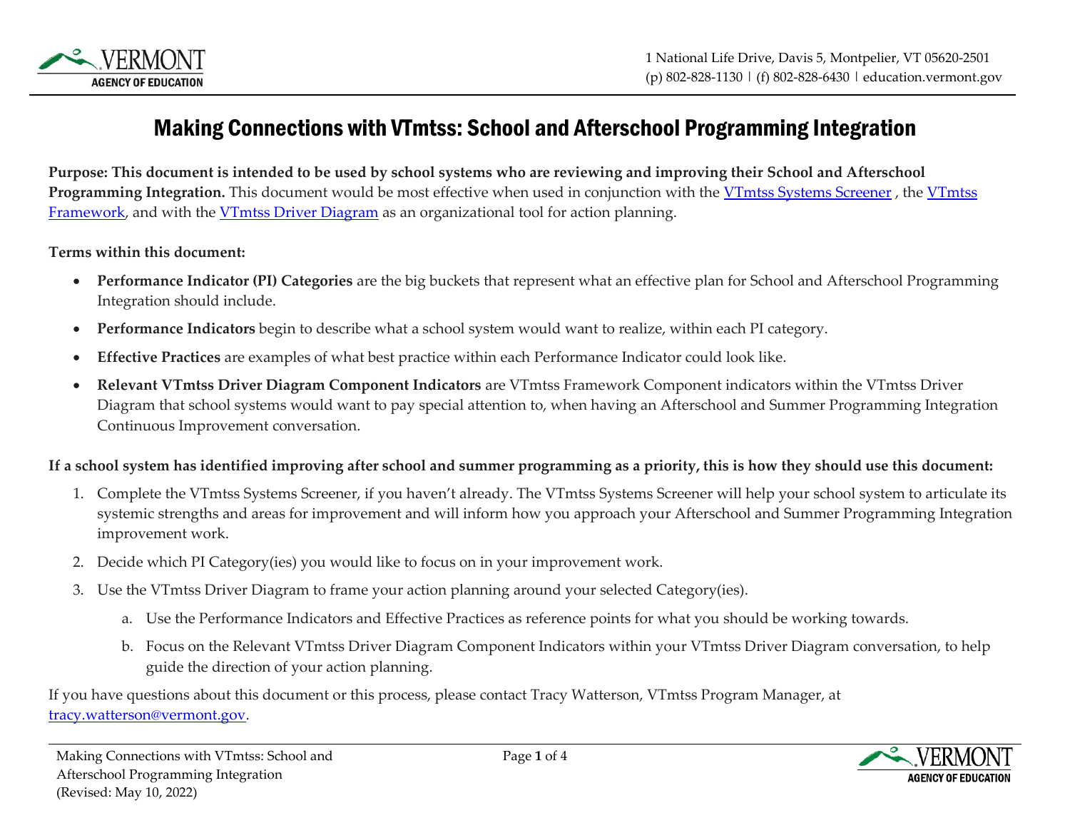# Making Connections with VTmtss: School and Afterschool Programming Integration

**Purpose: This document is intended to be used by school systems who are reviewing and improving their School and Afterschool Programming Integration.** This document would be most effective when used in conjunction with the VTmtss Systems Screener , the VTmtss Framework, and with the VTmtss Driver Diagram as an organizational tool for action planning.

**Terms within this document:**

- **Performance Indicator (PI) Categories** are the big buckets that represent what an effective plan for School and Afterschool Programming Integration should include.
- **Performance Indicators** begin to describe what a school system would want to realize, within each PI category.
- **Effective Practices** are examples of what best practice within each Performance Indicator could look like.
- **Relevant VTmtss Driver Diagram Component Indicators** are VTmtss Framework Component indicators within the VTmtss Driver Diagram that school systems would want to pay special attention to, when having an Afterschool and Summer Programming Integration Continuous Improvement conversation.

**If a school system has identified improving after school and summer programming as a priority, this is how they should use this document:**

1. Complete the VTmtss Systems Screener, if you haven't already. The VTmtss Systems Screener will help your school system to articulate its systemic strengths and areas for improvement and will inform how you approach your Afterschool and Summer Programming Integration improvement work.
2. Decide which PI Category(ies) you would like to focus on in your improvement work.
3. Use the VTmtss Driver Diagram to frame your action planning around your selected Category(ies).
   a. Use the Performance Indicators and Effective Practices as reference points for what you should be working towards.
   b. Focus on the Relevant VTmtss Driver Diagram Component Indicators within your VTmtss Driver Diagram conversation, to help guide the direction of your action planning.

If you have questions about this document or this process, please contact Tracy Watterson, VTmtss Program Manager, at tracy.watterson@vermont.gov.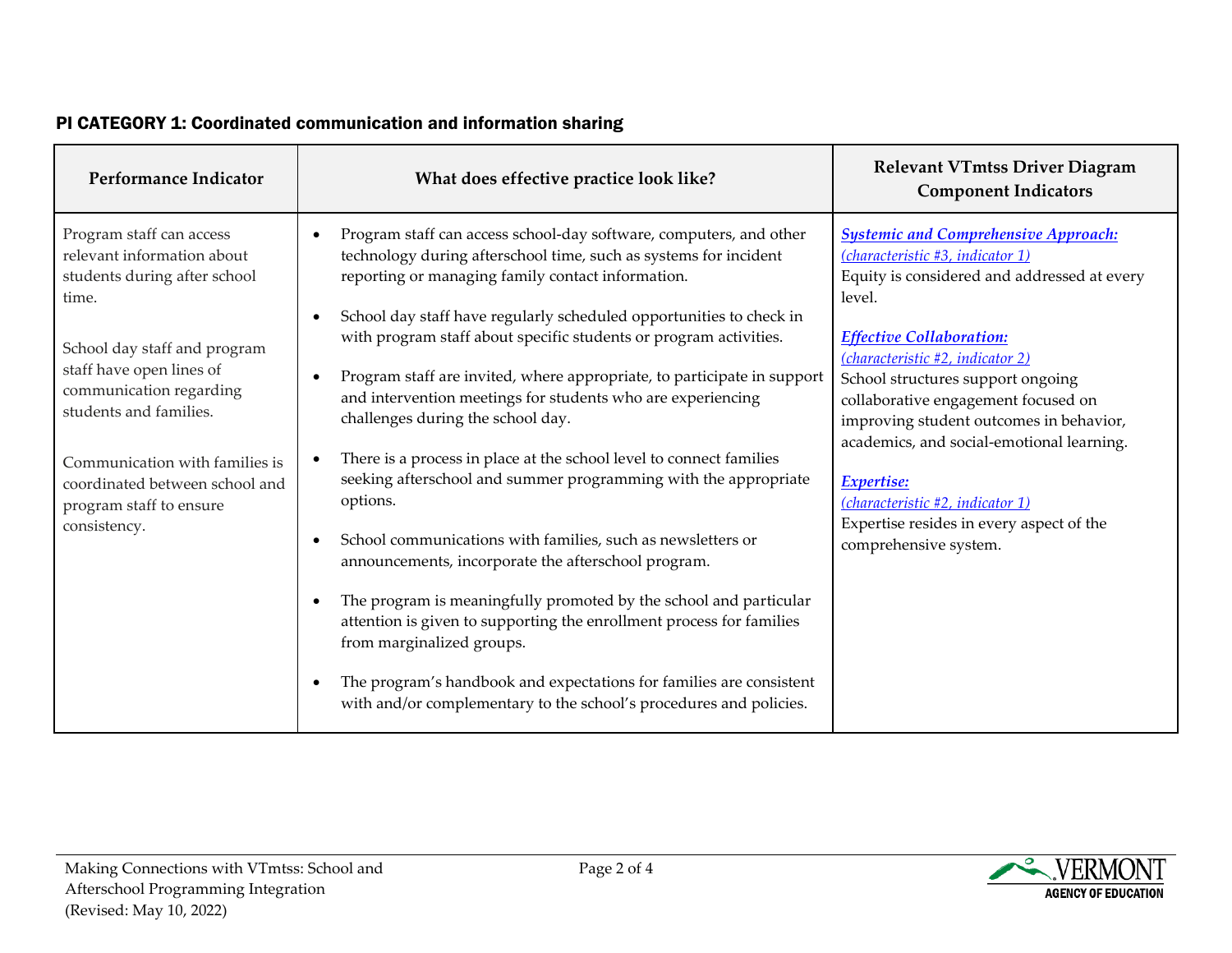## PI CATEGORY 1: Coordinated communication and information sharing

| Performance Indicator | What does effective practice look like? | Relevant VTmtss Driver Diagram Component Indicators |
| --- | --- | --- |
| Program staff can access relevant information about students during after school time.<br><br>School day staff and program staff have open lines of communication regarding students and families.<br><br>Communication with families is coordinated between school and program staff to ensure consistency. | • Program staff can access school-day software, computers, and other technology during afterschool time, such as systems for incident reporting or managing family contact information.<br><br>• School day staff have regularly scheduled opportunities to check in with program staff about specific students or program activities.<br><br>• Program staff are invited, where appropriate, to participate in support and intervention meetings for students who are experiencing challenges during the school day.<br><br>• There is a process in place at the school level to connect families seeking afterschool and summer programming with the appropriate options.<br><br>• School communications with families, such as newsletters or announcements, incorporate the afterschool program.<br><br>• The program is meaningfully promoted by the school and particular attention is given to supporting the enrollment process for families from marginalized groups.<br><br>• The program's handbook and expectations for families are consistent with and/or complementary to the school's procedures and policies. | ***Systemic and Comprehensive Approach:***<br>*(characteristic #3, indicator 1)*<br>Equity is considered and addressed at every level.<br><br>***Effective Collaboration:***<br>*(characteristic #2, indicator 2)*<br>School structures support ongoing collaborative engagement focused on improving student outcomes in behavior, academics, and social-emotional learning.<br><br>***Expertise:***<br>*(characteristic #2, indicator 1)*<br>Expertise resides in every aspect of the comprehensive system. |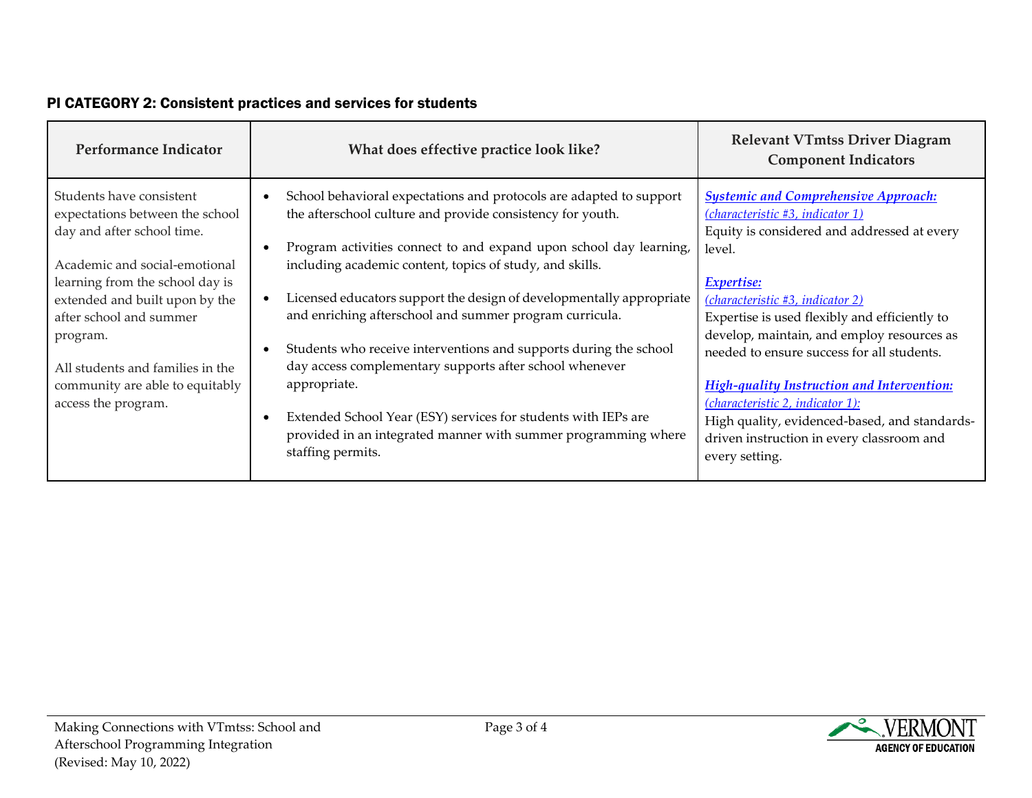## PI CATEGORY 2: Consistent practices and services for students

| Performance Indicator | What does effective practice look like? | Relevant VTmtss Driver Diagram Component Indicators |
|---|---|---|
| Students have consistent expectations between the school day and after school time.<br><br>Academic and social-emotional learning from the school day is extended and built upon by the after school and summer program.<br><br>All students and families in the community are able to equitably access the program. | • School behavioral expectations and protocols are adapted to support the afterschool culture and provide consistency for youth.<br><br>• Program activities connect to and expand upon school day learning, including academic content, topics of study, and skills.<br><br>• Licensed educators support the design of developmentally appropriate and enriching afterschool and summer program curricula.<br><br>• Students who receive interventions and supports during the school day access complementary supports after school whenever appropriate.<br><br>• Extended School Year (ESY) services for students with IEPs are provided in an integrated manner with summer programming where staffing permits. | ***Systemic and Comprehensive Approach:***<br>*(characteristic #3, indicator 1)*<br>Equity is considered and addressed at every level.<br><br>***Expertise:***<br>*(characteristic #3, indicator 2)*<br>Expertise is used flexibly and efficiently to develop, maintain, and employ resources as needed to ensure success for all students.<br><br>***High-quality Instruction and Intervention:***<br>*(characteristic 2, indicator 1):*<br>High quality, evidenced-based, and standards-driven instruction in every classroom and every setting. |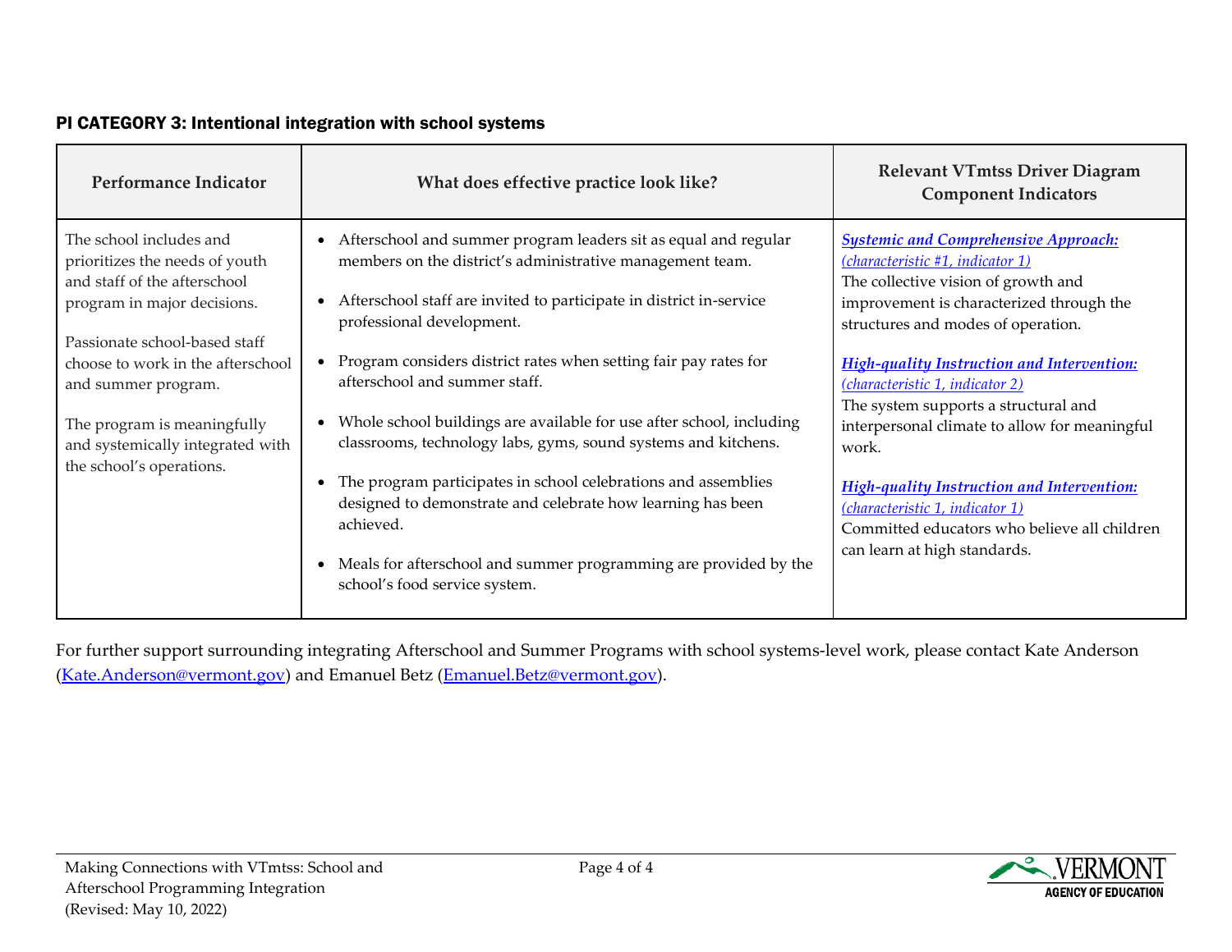## PI CATEGORY 3: Intentional integration with school systems

| Performance Indicator | What does effective practice look like? | Relevant VTmtss Driver Diagram Component Indicators |
|---|---|---|
| The school includes and prioritizes the needs of youth and staff of the afterschool program in major decisions.<br><br>Passionate school-based staff choose to work in the afterschool and summer program.<br><br>The program is meaningfully and systemically integrated with the school's operations. | • Afterschool and summer program leaders sit as equal and regular members on the district's administrative management team.<br><br>• Afterschool staff are invited to participate in district in-service professional development.<br><br>• Program considers district rates when setting fair pay rates for afterschool and summer staff.<br><br>• Whole school buildings are available for use after school, including classrooms, technology labs, gyms, sound systems and kitchens.<br><br>• The program participates in school celebrations and assemblies designed to demonstrate and celebrate how learning has been achieved.<br><br>• Meals for afterschool and summer programming are provided by the school's food service system. | ***Systemic and Comprehensive Approach:*** *(characteristic #1, indicator 1)* The collective vision of growth and improvement is characterized through the structures and modes of operation.<br><br>***High-quality Instruction and Intervention:*** *(characteristic 1, indicator 2)* The system supports a structural and interpersonal climate to allow for meaningful work.<br><br>***High-quality Instruction and Intervention:*** *(characteristic 1, indicator 1)* Committed educators who believe all children can learn at high standards. |

For further support surrounding integrating Afterschool and Summer Programs with school systems-level work, please contact Kate Anderson (Kate.Anderson@vermont.gov) and Emanuel Betz (Emanuel.Betz@vermont.gov).